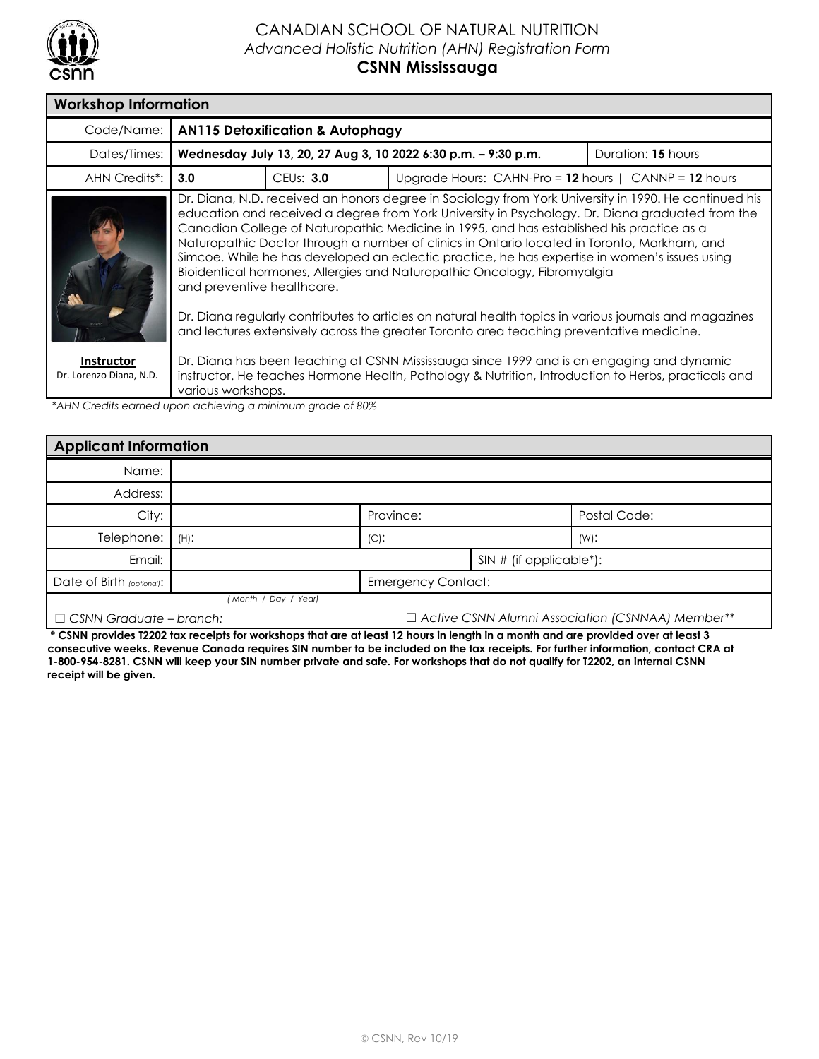# CANADIAN SCHOOL OF NATURAL NUTRITION

*Advanced Holistic Nutrition (AHN) Registration Form*

**CSNN Mississauga**

## Workshop Information

| | | | | |
|---|---|---|---|---|
| Code/Name: | **AN115 Detoxification & Autophagy** | | | |
| Dates/Times: | **Wednesday July 13, 20, 27 Aug 3, 10 2022 6:30 p.m. – 9:30 p.m.** | | | Duration: **15** hours |
| AHN Credits*: | **3.0** | CEUs: **3.0** | Upgrade Hours: CAHN-Pro = **12** hours \| CANNP = **12** hours | |

**Instructor**
Dr. Lorenzo Diana, N.D.

Dr. Diana, N.D. received an honors degree in Sociology from York University in 1990. He continued his education and received a degree from York University in Psychology. Dr. Diana graduated from the Canadian College of Naturopathic Medicine in 1995, and has established his practice as a Naturopathic Doctor through a number of clinics in Ontario located in Toronto, Markham, and Simcoe. While he has developed an eclectic practice, he has expertise in women's issues using Bioidentical hormones, Allergies and Naturopathic Oncology, Fibromyalgia and preventive healthcare.

Dr. Diana regularly contributes to articles on natural health topics in various journals and magazines and lectures extensively across the greater Toronto area teaching preventative medicine.

Dr. Diana has been teaching at CSNN Mississauga since 1999 and is an engaging and dynamic instructor. He teaches Hormone Health, Pathology & Nutrition, Introduction to Herbs, practicals and various workshops.

*\*AHN Credits earned upon achieving a minimum grade of 80%*

## Applicant Information

| | | | |
|---|---|---|---|
| Name: | | | |
| Address: | | | |
| City: | | Province: | Postal Code: |
| Telephone: | (H): | (C): | (W): |
| Email: | | SIN # (if applicable*): | |
| Date of Birth *(optional)*: | *(Month / Day / Year)* | Emergency Contact: | |

☐ *CSNN Graduate – branch:*

☐ *Active CSNN Alumni Association (CSNNAA) Member***

**\* CSNN provides T2202 tax receipts for workshops that are at least 12 hours in length in a month and are provided over at least 3 consecutive weeks. Revenue Canada requires SIN number to be included on the tax receipts. For further information, contact CRA at 1-800-954-8281. CSNN will keep your SIN number private and safe. For workshops that do not qualify for T2202, an internal CSNN receipt will be given.**

© CSNN, Rev 10/19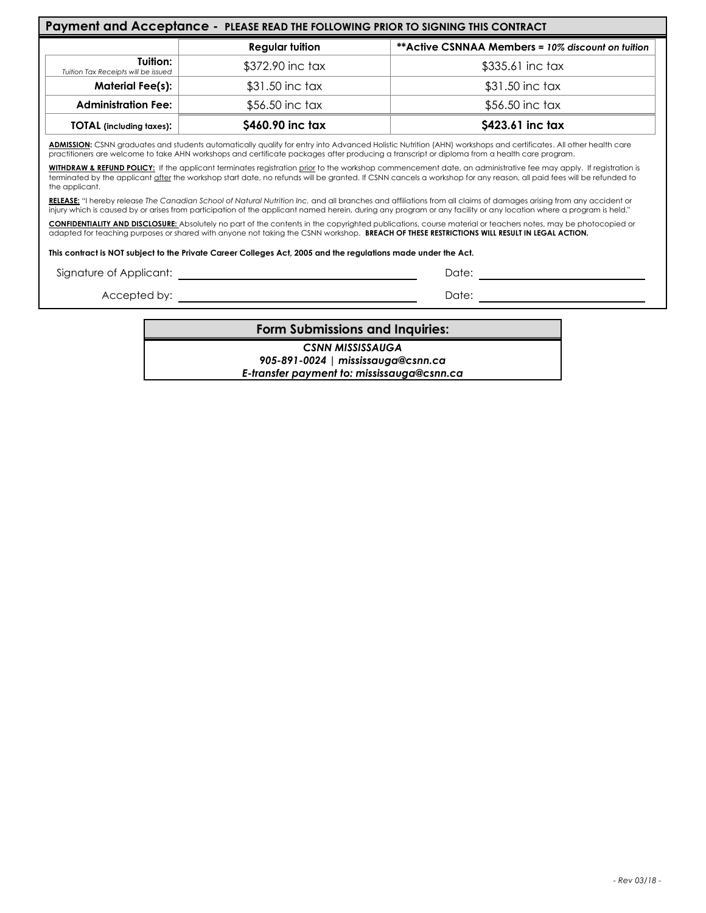## Payment and Acceptance - PLEASE READ THE FOLLOWING PRIOR TO SIGNING THIS CONTRACT

| | Regular tuition | **Active CSNNAA Members = *10% discount on tuition* |
|---|---|---|
| **Tuition:** *Tuition Tax Receipts will be issued* | $372.90 inc tax | $335.61 inc tax |
| **Material Fee(s):** | $31.50 inc tax | $31.50 inc tax |
| **Administration Fee:** | $56.50 inc tax | $56.50 inc tax |
| **TOTAL (including taxes):** | **$460.90 inc tax** | **$423.61 inc tax** |

**ADMISSION:** CSNN graduates and students automatically qualify for entry into Advanced Holistic Nutrition (AHN) workshops and certificates. All other health care practitioners are welcome to take AHN workshops and certificate packages after producing a transcript or diploma from a health care program.

**WITHDRAW & REFUND POLICY:** If the applicant terminates registration prior to the workshop commencement date, an administrative fee may apply. If registration is terminated by the applicant after the workshop start date, no refunds will be granted. If CSNN cancels a workshop for any reason, all paid fees will be refunded to the applicant.

**RELEASE:** "I hereby release *The Canadian School of Natural Nutrition Inc.* and all branches and affiliations from all claims of damages arising from any accident or injury which is caused by or arises from participation of the applicant named herein, during any program or any facility or any location where a program is held."

**CONFIDENTIALITY AND DISCLOSURE:** Absolutely no part of the contents in the copyrighted publications, course material or teachers notes, may be photocopied or adapted for teaching purposes or shared with anyone not taking the CSNN workshop. **BREACH OF THESE RESTRICTIONS WILL RESULT IN LEGAL ACTION.**

**This contract is NOT subject to the Private Career Colleges Act, 2005 and the regulations made under the Act.**

Signature of Applicant: ______________________________ Date: ____________________

Accepted by: ______________________________ Date: ____________________

## Form Submissions and Inquiries:

***CSNN MISSISSAUGA***
***905-891-0024 | mississauga@csnn.ca***
***E-transfer payment to: mississauga@csnn.ca***

*- Rev 03/18 -*